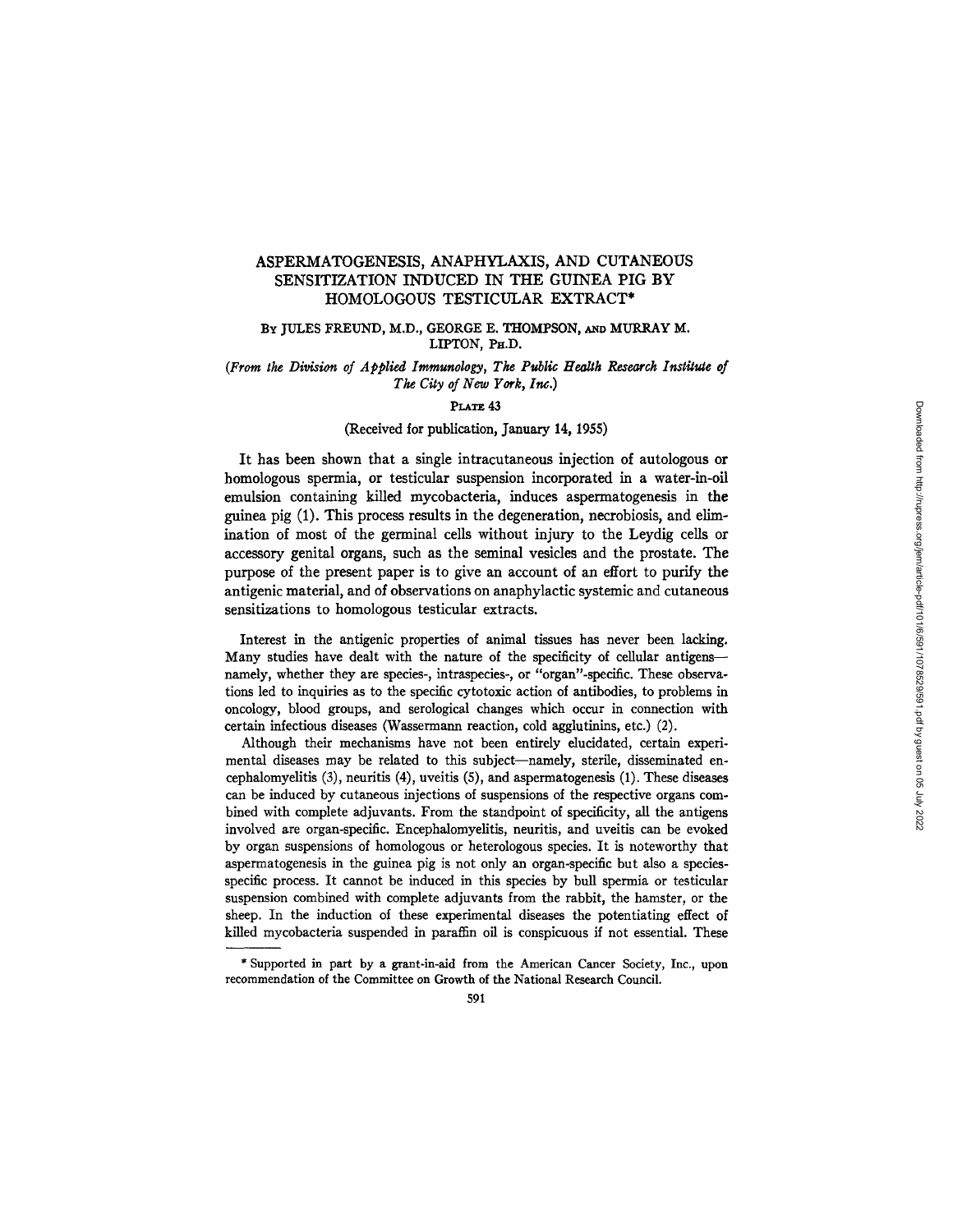# ASPERMATOGENESIS, ANAPHYLAXIS, AND CUTANEOUS SENSITIZATION INDUCED IN THE GUINEA PIG BY HOMOLOGOUS TESTICULAR EXTRACT*

By JULES FREUND, M.D., GEORGE E. THOMPSON, AND MURRAY M. LIPTON, Ph.D.

*(From the Division of Applied Immunology, The Public Health Research Institute of The City of New York, Inc.)*

PLATE 43

(Received for publication, January 14, 1955)

It has been shown that a single intracutaneous injection of autologous or homologous spermia, or testicular suspension incorporated in a water-in-oil emulsion containing killed mycobacteria, induces aspermatogenesis in the guinea pig (1). This process results in the degeneration, necrobiosis, and elimination of most of the germinal cells without injury to the Leydig cells or accessory genital organs, such as the seminal vesicles and the prostate. The purpose of the present paper is to give an account of an effort to purify the antigenic material, and of observations on anaphylactic systemic and cutaneous sensitizations to homologous testicular extracts.

Interest in the antigenic properties of animal tissues has never been lacking. Many studies have dealt with the nature of the specificity of cellular antigens—namely, whether they are species-, intraspecies-, or "organ"-specific. These observations led to inquiries as to the specific cytotoxic action of antibodies, to problems in oncology, blood groups, and serological changes which occur in connection with certain infectious diseases (Wassermann reaction, cold agglutinins, etc.) (2).

Although their mechanisms have not been entirely elucidated, certain experimental diseases may be related to this subject—namely, sterile, disseminated encephalomyelitis (3), neuritis (4), uveitis (5), and aspermatogenesis (1). These diseases can be induced by cutaneous injections of suspensions of the respective organs combined with complete adjuvants. From the standpoint of specificity, all the antigens involved are organ-specific. Encephalomyelitis, neuritis, and uveitis can be evoked by organ suspensions of homologous or heterologous species. It is noteworthy that aspermatogenesis in the guinea pig is not only an organ-specific but also a species-specific process. It cannot be induced in this species by bull spermia or testicular suspension combined with complete adjuvants from the rabbit, the hamster, or the sheep. In the induction of these experimental diseases the potentiating effect of killed mycobacteria suspended in paraffin oil is conspicuous if not essential. These

* Supported in part by a grant-in-aid from the American Cancer Society, Inc., upon recommendation of the Committee on Growth of the National Research Council.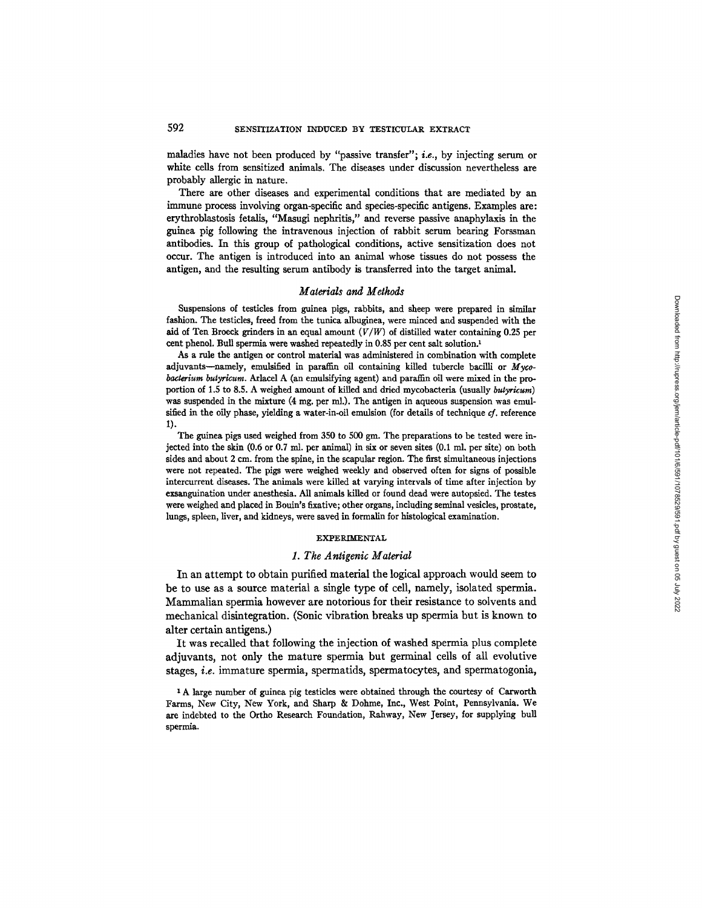maladies have not been produced by "passive transfer"; *i.e.*, by injecting serum or white cells from sensitized animals. The diseases under discussion nevertheless are probably allergic in nature.

There are other diseases and experimental conditions that are mediated by an immune process involving organ-specific and species-specific antigens. Examples are: erythroblastosis fetalis, "Masugi nephritis," and reverse passive anaphylaxis in the guinea pig following the intravenous injection of rabbit serum bearing Forssman antibodies. In this group of pathological conditions, active sensitization does not occur. The antigen is introduced into an animal whose tissues do not possess the antigen, and the resulting serum antibody is transferred into the target animal.

## *Materials and Methods*

Suspensions of testicles from guinea pigs, rabbits, and sheep were prepared in similar fashion. The testicles, freed from the tunica albuginea, were minced and suspended with the aid of Ten Broeck grinders in an equal amount ($V/W$) of distilled water containing 0.25 per cent phenol. Bull spermia were washed repeatedly in 0.85 per cent salt solution.[1]

As a rule the antigen or control material was administered in combination with complete adjuvants—namely, emulsified in paraffin oil containing killed tubercle bacilli or *Mycobacterium butyricum*. Arlacel A (an emulsifying agent) and paraffin oil were mixed in the proportion of 1.5 to 8.5. A weighed amount of killed and dried mycobacteria (usually *butyricum*) was suspended in the mixture (4 mg. per ml.). The antigen in aqueous suspension was emulsified in the oily phase, yielding a water-in-oil emulsion (for details of technique *cf.* reference 1).

The guinea pigs used weighed from 350 to 500 gm. The preparations to be tested were injected into the skin (0.6 or 0.7 ml. per animal) in six or seven sites (0.1 ml. per site) on both sides and about 2 cm. from the spine, in the scapular region. The first simultaneous injections were not repeated. The pigs were weighed weekly and observed often for signs of possible intercurrent diseases. The animals were killed at varying intervals of time after injection by exsanguination under anesthesia. All animals killed or found dead were autopsied. The testes were weighed and placed in Bouin's fixative; other organs, including seminal vesicles, prostate, lungs, spleen, liver, and kidneys, were saved in formalin for histological examination.

## EXPERIMENTAL

### *1. The Antigenic Material*

In an attempt to obtain purified material the logical approach would seem to be to use as a source material a single type of cell, namely, isolated spermia. Mammalian spermia however are notorious for their resistance to solvents and mechanical disintegration. (Sonic vibration breaks up spermia but is known to alter certain antigens.)

It was recalled that following the injection of washed spermia plus complete adjuvants, not only the mature spermia but germinal cells of all evolutive stages, *i.e.* immature spermia, spermatids, spermatocytes, and spermatogonia,

[1] A large number of guinea pig testicles were obtained through the courtesy of Carworth Farms, New City, New York, and Sharp & Dohme, Inc., West Point, Pennsylvania. We are indebted to the Ortho Research Foundation, Rahway, New Jersey, for supplying bull spermia.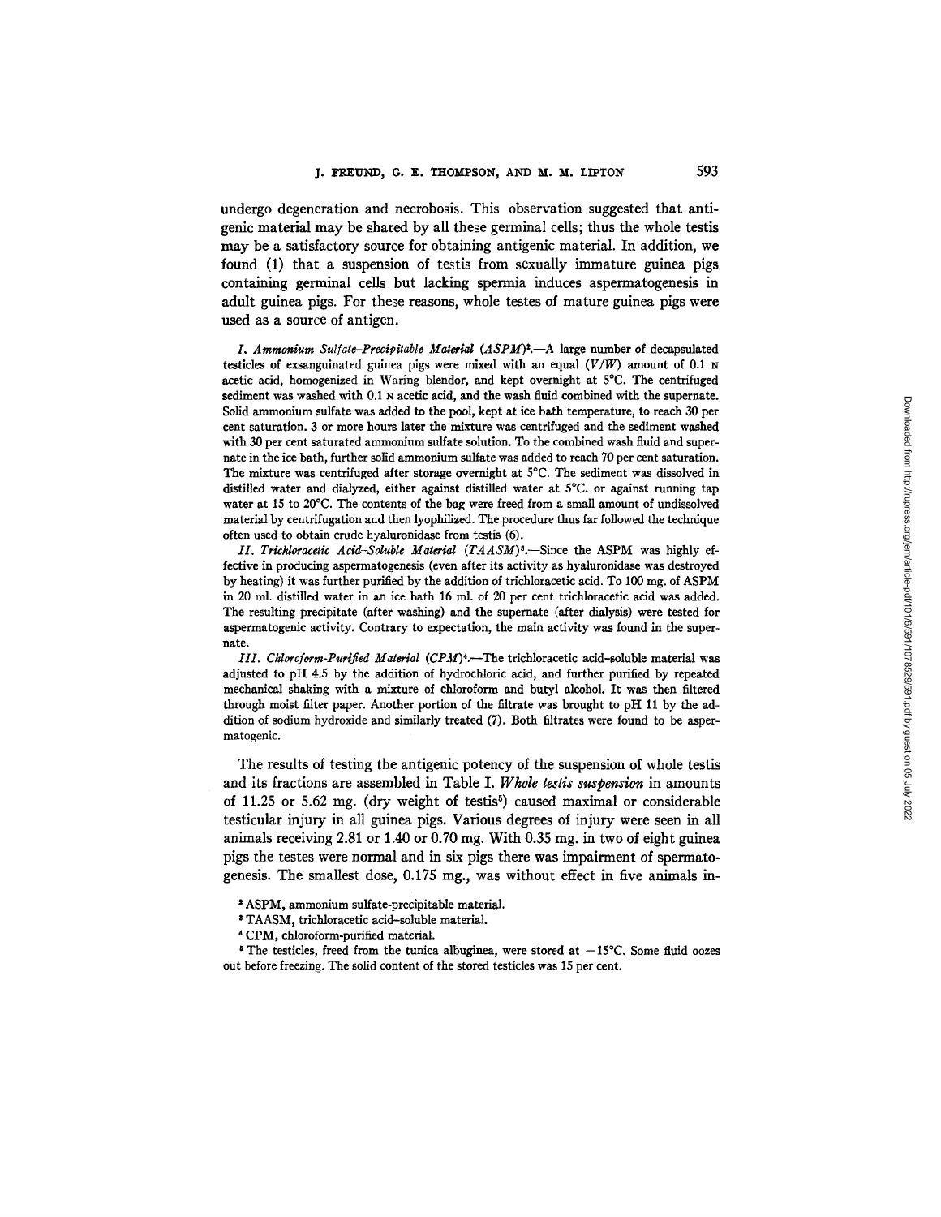undergo degeneration and necrobosis. This observation suggested that antigenic material may be shared by all these germinal cells; thus the whole testis may be a satisfactory source for obtaining antigenic material. In addition, we found (1) that a suspension of testis from sexually immature guinea pigs containing germinal cells but lacking spermia induces aspermatogenesis in adult guinea pigs. For these reasons, whole testes of mature guinea pigs were used as a source of antigen.

*I. Ammonium Sulfate-Precipitable Material (ASPM)*[2].—A large number of decapsulated testicles of exsanguinated guinea pigs were mixed with an equal (V/W) amount of 0.1 N acetic acid, homogenized in Waring blendor, and kept overnight at 5°C. The centrifuged sediment was washed with 0.1 N acetic acid, and the wash fluid combined with the supernate. Solid ammonium sulfate was added to the pool, kept at ice bath temperature, to reach 30 per cent saturation. 3 or more hours later the mixture was centrifuged and the sediment washed with 30 per cent saturated ammonium sulfate solution. To the combined wash fluid and supernate in the ice bath, further solid ammonium sulfate was added to reach 70 per cent saturation. The mixture was centrifuged after storage overnight at 5°C. The sediment was dissolved in distilled water and dialyzed, either against distilled water at 5°C. or against running tap water at 15 to 20°C. The contents of the bag were freed from a small amount of undissolved material by centrifugation and then lyophilized. The procedure thus far followed the technique often used to obtain crude hyaluronidase from testis (6).

*II. Trichloracetic Acid-Soluble Material (TAASM)*[3].—Since the ASPM was highly effective in producing aspermatogenesis (even after its activity as hyaluronidase was destroyed by heating) it was further purified by the addition of trichloracetic acid. To 100 mg. of ASPM in 20 ml. distilled water in an ice bath 16 ml. of 20 per cent trichloracetic acid was added. The resulting precipitate (after washing) and the supernate (after dialysis) were tested for aspermatogenic activity. Contrary to expectation, the main activity was found in the supernate.

*III. Chloroform-Purified Material (CPM)*[4].—The trichloracetic acid-soluble material was adjusted to pH 4.5 by the addition of hydrochloric acid, and further purified by repeated mechanical shaking with a mixture of chloroform and butyl alcohol. It was then filtered through moist filter paper. Another portion of the filtrate was brought to pH 11 by the addition of sodium hydroxide and similarly treated (7). Both filtrates were found to be aspermatogenic.

The results of testing the antigenic potency of the suspension of whole testis and its fractions are assembled in Table I. *Whole testis suspension* in amounts of 11.25 or 5.62 mg. (dry weight of testis[5]) caused maximal or considerable testicular injury in all guinea pigs. Various degrees of injury were seen in all animals receiving 2.81 or 1.40 or 0.70 mg. With 0.35 mg. in two of eight guinea pigs the testes were normal and in six pigs there was impairment of spermatogenesis. The smallest dose, 0.175 mg., was without effect in five animals in-

[2] ASPM, ammonium sulfate-precipitable material.

[3] TAASM, trichloracetic acid-soluble material.

[4] CPM, chloroform-purified material.

[5] The testicles, freed from the tunica albuginea, were stored at −15°C. Some fluid oozes out before freezing. The solid content of the stored testicles was 15 per cent.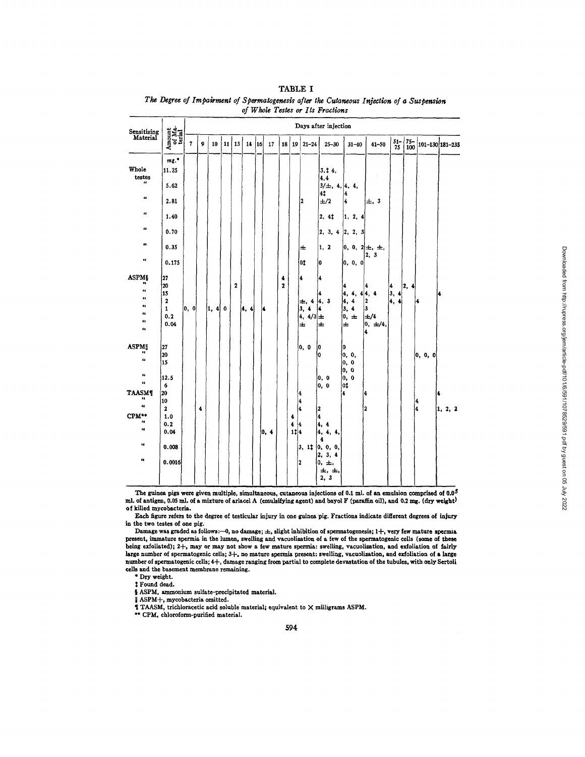# TABLE I

*The Degree of Impairment of Spermatogenesis after the Cutaneous Injection of a Suspension of Whole Testes or Its Fractions*

| Sensitizing Material | Amount of Material | Days after injection | | | | | | | | | | | | | | | | | | |
|---|---|---|---|---|---|---|---|---|---|---|---|---|---|---|---|---|---|---|---|---|
| | | 7 | 9 | 10 | 11 | 13 | 14 | 16 | 17 | 18 | 19 | 21–24 | 25–30 | 31–40 | 41–50 | 51–75 | 75–100 | 101–130 | 181–235 |
| | mg.* | | | | | | | | | | | | | | | | | | |
| Whole testes | 11.25 | | | | | | | | | | | | 3,‡ 4, 4,4 | | | | | | |
| " | 5.62 | | | | | | | | | | | | 3/±, 4, 4‡ | 4, 4, 4 | | | | | |
| " | 2.81 | | | | | | | | | | | 2 | ±/2 | 4 | ±, 3 | | | | |
| " | 1.40 | | | | | | | | | | | | 2, 4‡ | 1, 2, 4 | | | | | |
| " | 0.70 | | | | | | | | | | | | 2, 3, 4 | 2, 2, 3 | | | | | |
| " | 0.35 | | | | | | | | | | | ± | 1, 2 | 0, 0, 2 | ±, ±, 2, 3 | | | | |
| " | 0.175 | | | | | | | | | | | 0‡ | 0 | 0, 0, 0 | | | | | |
| ASPM§ | 27 | | | | | | | | | 4 | | 4 | 4 | | | | | | |
| " | 20 | | | | | 2 | | | | 2 | | | | 4 | 4 | 4 | 2, 4 | | |
| " | 15 | | | | | | | | | | | | 4 | 4, 4, 4 | 4, 4 | 3, 4 | | | 4 |
| " | 2 | | | | | | | | | | | ±, 4 | 4, 3 | 4, 4 | 2 | 4, 4 | | 4 | |
| " | 1 | 0, 0 | | 1, 4 | 0 | | 4, 4 | | 4 | | | 3, 4 | 4 | 3, 4 | 3 | | | | |
| " | 0.2 | | | | | | | | | | | 4, 4/3 | ± | 0, ± | ±/4 | | | | |
| " | 0.04 | | | | | | | | | | | ± | ± | ± | 0, ±/4, 4 | | | | |
| " | | | | | | | | | | | | | | | | | | | |
| ASPM‖ | 27 | | | | | | | | | | | 0, 0 | 0 | 0 | | | | | |
| " | 20 | | | | | | | | | | | | 0 | 0, 0, | | | | 0, 0, 0 | |
| " | 15 | | | | | | | | | | | | | 0, 0 0, 0 | | | | | |
| " | 12.5 | | | | | | | | | | | | 0, 0 | 0, 0 | | | | | |
| " | 6 | | | | | | | | | | | | 0, 0 | 0‡ | | | | | |
| TAASM¶ | 20 | | | | | | | | | | | 4 | | 4 | 4 | | | | 4 |
| " | 10 | | | | | | | | | | | 4 | | | | | | 4 | |
| " | 2 | | 4 | | | | | | | | | 4 | 2 | | 2 | | | 4 | 1, 2, 2 |
| CPM** | 1.0 | | | | | | | | | | 4 | | 4 | | | | | | |
| " | 0.2 | | | | | | | | | | 4 | 4 | 4, 4 | | | | | | |
| " | 0.04 | | | | | | | | 0, 4 | | 1‡ | 4 | 4, 4, 4, 4 | | | | | | |
| " | 0.008 | | | | | | | | | | | 3, 1‡ | 0, 0, 0, 2, 3, 4 | | | | | | |
| " | 0.0016 | | | | | | | | | | | 2 | 0, ±, ±, ±, 2, 3 | | | | | | |

The guinea pigs were given multiple, simultaneous, cutaneous injections of 0.1 ml. of an emulsion comprised of 0.05 ml. of antigen, 0.05 ml. of a mixture of arlacel A (emulsifying agent) and bayol F (paraffin oil), and 0.2 mg. (dry weight) of killed mycobacteria.

Each figure refers to the degree of testicular injury in one guinea pig. Fractions indicate different degrees of injury in the two testes of one pig.

Damage was graded as follows:—0, no damage; ±, slight inhibition of spermatogenesis; 1+, very few mature spermia present, immature spermia in the lumen, swelling and vacuolization of a few of the spermatogenic cells (some of these being exfoliated); 2+, may or may not show a few mature spermia: swelling, vacuolization, and exfoliation of fairly large number of spermatogenic cells; 3+, no mature spermia present: swelling, vacuolization, and exfoliation of a large number of spermatogenic cells; 4+, damage ranging from partial to complete devastation of the tubules, with only Sertoli cells and the basement membrane remaining.

\* Dry weight.

‡ Found dead.

§ ASPM, ammonium sulfate-precipitated material.

‖ ASPM+, mycobacteria omitted.

¶ TAASM, trichloracetic acid soluble material; equivalent to X milligrams ASPM.

** CPM, chloroform-purified material.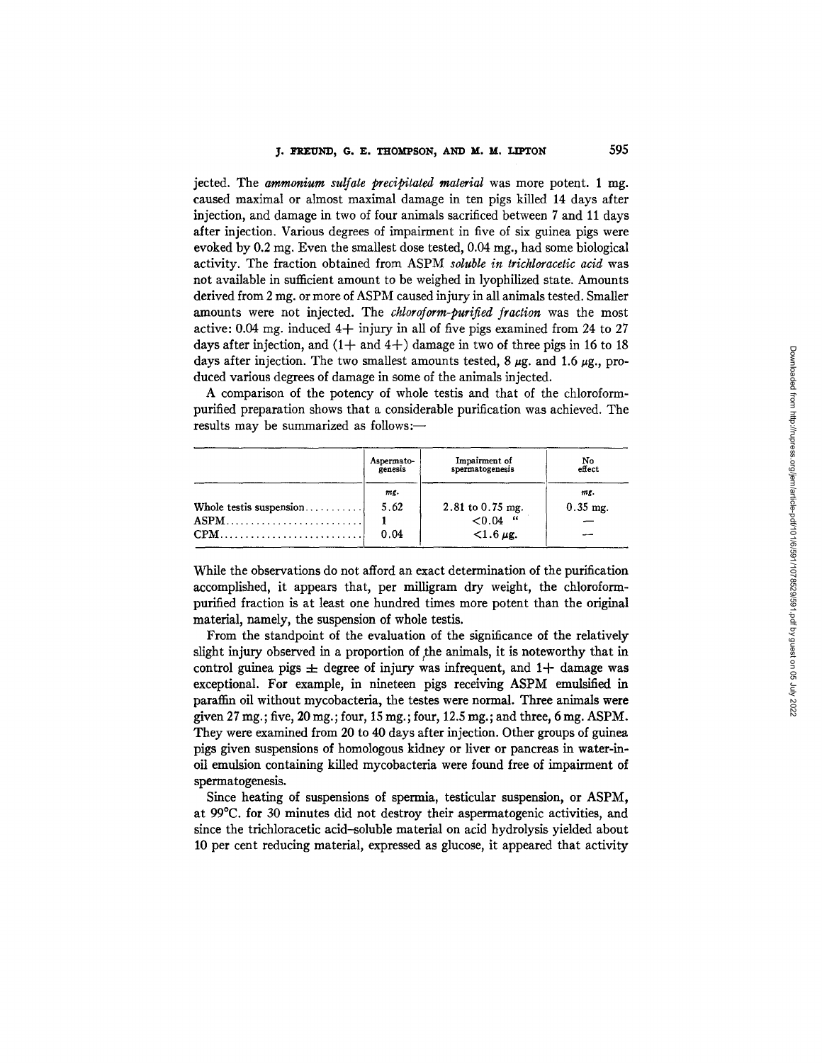jected. The *ammonium sulfate precipitated material* was more potent. 1 mg. caused maximal or almost maximal damage in ten pigs killed 14 days after injection, and damage in two of four animals sacrificed between 7 and 11 days after injection. Various degrees of impairment in five of six guinea pigs were evoked by 0.2 mg. Even the smallest dose tested, 0.04 mg., had some biological activity. The fraction obtained from ASPM *soluble in trichloracetic acid* was not available in sufficient amount to be weighed in lyophilized state. Amounts derived from 2 mg. or more of ASPM caused injury in all animals tested. Smaller amounts were not injected. The *chloroform-purified fraction* was the most active: 0.04 mg. induced 4+ injury in all of five pigs examined from 24 to 27 days after injection, and (1+ and 4+) damage in two of three pigs in 16 to 18 days after injection. The two smallest amounts tested, 8 μg. and 1.6 μg., produced various degrees of damage in some of the animals injected.

A comparison of the potency of whole testis and that of the chloroform-purified preparation shows that a considerable purification was achieved. The results may be summarized as follows:—

| | Aspermatogenesis | Impairment of spermatogenesis | No effect |
|---|---|---|---|
| | *mg.* | | *mg.* |
| Whole testis suspension | 5.62 | 2.81 to 0.75 mg. | 0.35 mg. |
| ASPM | 1 | <0.04 " | — |
| CPM | 0.04 | <1.6 μg. | — |

While the observations do not afford an exact determination of the purification accomplished, it appears that, per milligram dry weight, the chloroform-purified fraction is at least one hundred times more potent than the original material, namely, the suspension of whole testis.

From the standpoint of the evaluation of the significance of the relatively slight injury observed in a proportion of the animals, it is noteworthy that in control guinea pigs ± degree of injury was infrequent, and 1+ damage was exceptional. For example, in nineteen pigs receiving ASPM emulsified in paraffin oil without mycobacteria, the testes were normal. Three animals were given 27 mg.; five, 20 mg.; four, 15 mg.; four, 12.5 mg.; and three, 6 mg. ASPM. They were examined from 20 to 40 days after injection. Other groups of guinea pigs given suspensions of homologous kidney or liver or pancreas in water-in-oil emulsion containing killed mycobacteria were found free of impairment of spermatogenesis.

Since heating of suspensions of spermia, testicular suspension, or ASPM, at 99°C. for 30 minutes did not destroy their aspermatogenic activities, and since the trichloracetic acid–soluble material on acid hydrolysis yielded about 10 per cent reducing material, expressed as glucose, it appeared that activity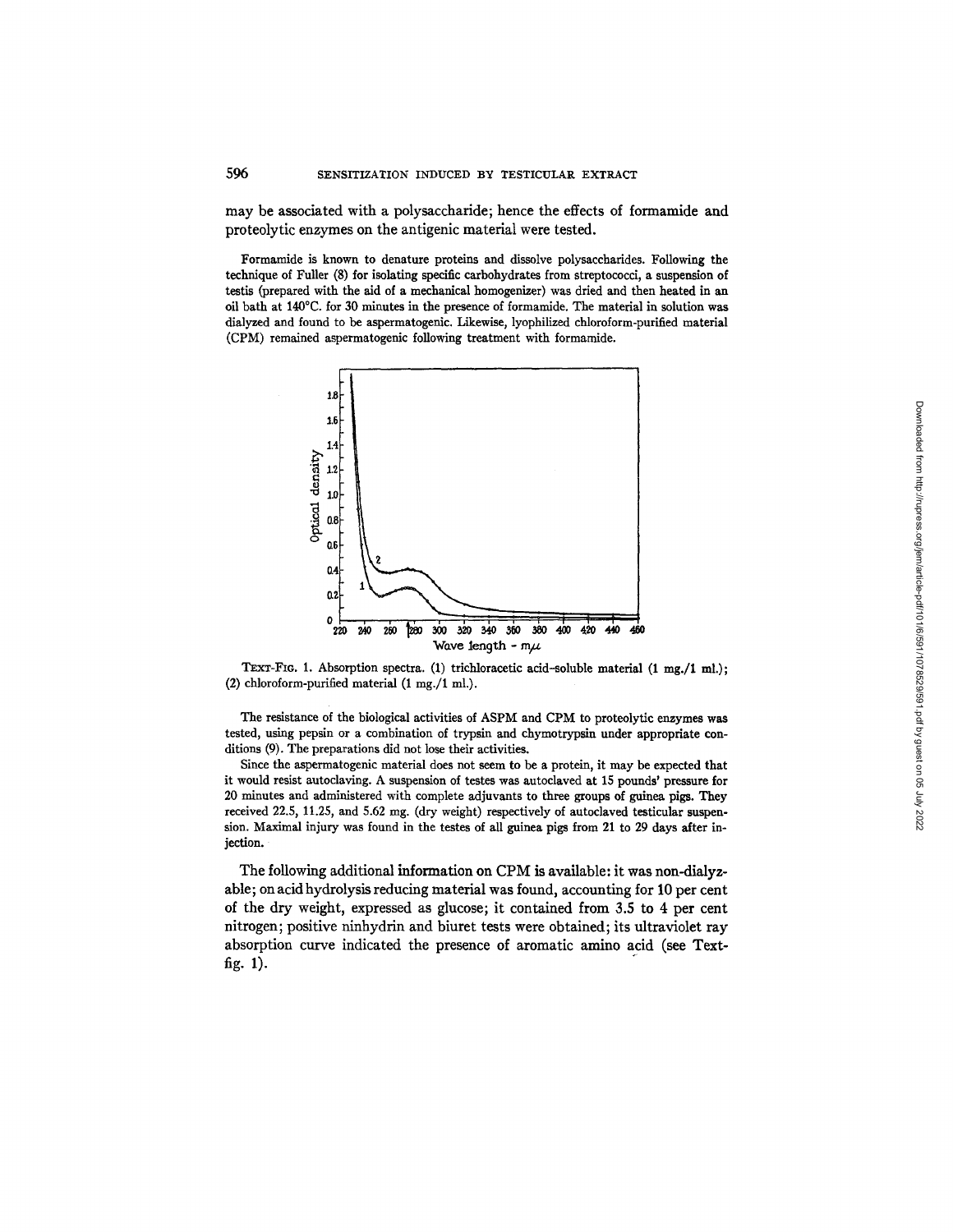may be associated with a polysaccharide; hence the effects of formamide and proteolytic enzymes on the antigenic material were tested.

Formamide is known to denature proteins and dissolve polysaccharides. Following the technique of Fuller (8) for isolating specific carbohydrates from streptococci, a suspension of testis (prepared with the aid of a mechanical homogenizer) was dried and then heated in an oil bath at 140°C. for 30 minutes in the presence of formamide. The material in solution was dialyzed and found to be aspermatogenic. Likewise, lyophilized chloroform-purified material (CPM) remained aspermatogenic following treatment with formamide.

TEXT-FIG. 1. Absorption spectra. (1) trichloracetic acid-soluble material (1 mg./1 ml.); (2) chloroform-purified material (1 mg./1 ml.).

The resistance of the biological activities of ASPM and CPM to proteolytic enzymes was tested, using pepsin or a combination of trypsin and chymotrypsin under appropriate conditions (9). The preparations did not lose their activities.

Since the aspermatogenic material does not seem to be a protein, it may be expected that it would resist autoclaving. A suspension of testes was autoclaved at 15 pounds' pressure for 20 minutes and administered with complete adjuvants to three groups of guinea pigs. They received 22.5, 11.25, and 5.62 mg. (dry weight) respectively of autoclaved testicular suspension. Maximal injury was found in the testes of all guinea pigs from 21 to 29 days after injection.

The following additional information on CPM is available: it was non-dialyzable; on acid hydrolysis reducing material was found, accounting for 10 per cent of the dry weight, expressed as glucose; it contained from 3.5 to 4 per cent nitrogen; positive ninhydrin and biuret tests were obtained; its ultraviolet ray absorption curve indicated the presence of aromatic amino acid (see Text-fig. 1).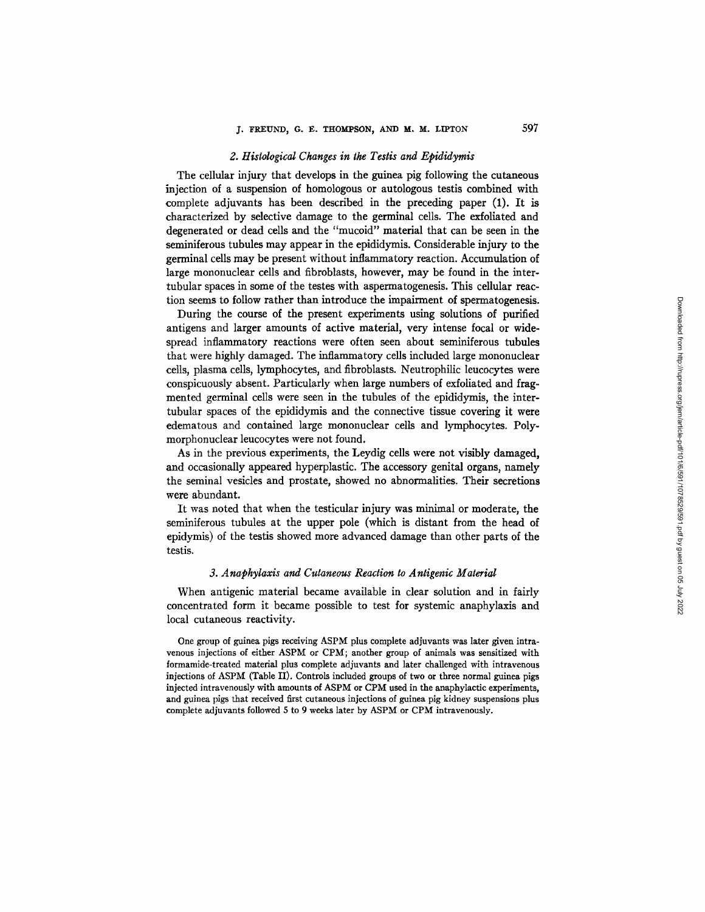### *2. Histological Changes in the Testis and Epididymis*

The cellular injury that develops in the guinea pig following the cutaneous injection of a suspension of homologous or autologous testis combined with complete adjuvants has been described in the preceding paper (1). It is characterized by selective damage to the germinal cells. The exfoliated and degenerated or dead cells and the "mucoid" material that can be seen in the seminiferous tubules may appear in the epididymis. Considerable injury to the germinal cells may be present without inflammatory reaction. Accumulation of large mononuclear cells and fibroblasts, however, may be found in the intertubular spaces in some of the testes with aspermatogenesis. This cellular reaction seems to follow rather than introduce the impairment of spermatogenesis.

During the course of the present experiments using solutions of purified antigens and larger amounts of active material, very intense focal or widespread inflammatory reactions were often seen about seminiferous tubules that were highly damaged. The inflammatory cells included large mononuclear cells, plasma cells, lymphocytes, and fibroblasts. Neutrophilic leucocytes were conspicuously absent. Particularly when large numbers of exfoliated and fragmented germinal cells were seen in the tubules of the epididymis, the intertubular spaces of the epididymis and the connective tissue covering it were edematous and contained large mononuclear cells and lymphocytes. Polymorphonuclear leucocytes were not found.

As in the previous experiments, the Leydig cells were not visibly damaged, and occasionally appeared hyperplastic. The accessory genital organs, namely the seminal vesicles and prostate, showed no abnormalities. Their secretions were abundant.

It was noted that when the testicular injury was minimal or moderate, the seminiferous tubules at the upper pole (which is distant from the head of epidymis) of the testis showed more advanced damage than other parts of the testis.

### *3. Anaphylaxis and Cutaneous Reaction to Antigenic Material*

When antigenic material became available in clear solution and in fairly concentrated form it became possible to test for systemic anaphylaxis and local cutaneous reactivity.

One group of guinea pigs receiving ASPM plus complete adjuvants was later given intravenous injections of either ASPM or CPM; another group of animals was sensitized with formamide-treated material plus complete adjuvants and later challenged with intravenous injections of ASPM (Table II). Controls included groups of two or three normal guinea pigs injected intravenously with amounts of ASPM or CPM used in the anaphylactic experiments, and guinea pigs that received first cutaneous injections of guinea pig kidney suspensions plus complete adjuvants followed 5 to 9 weeks later by ASPM or CPM intravenously.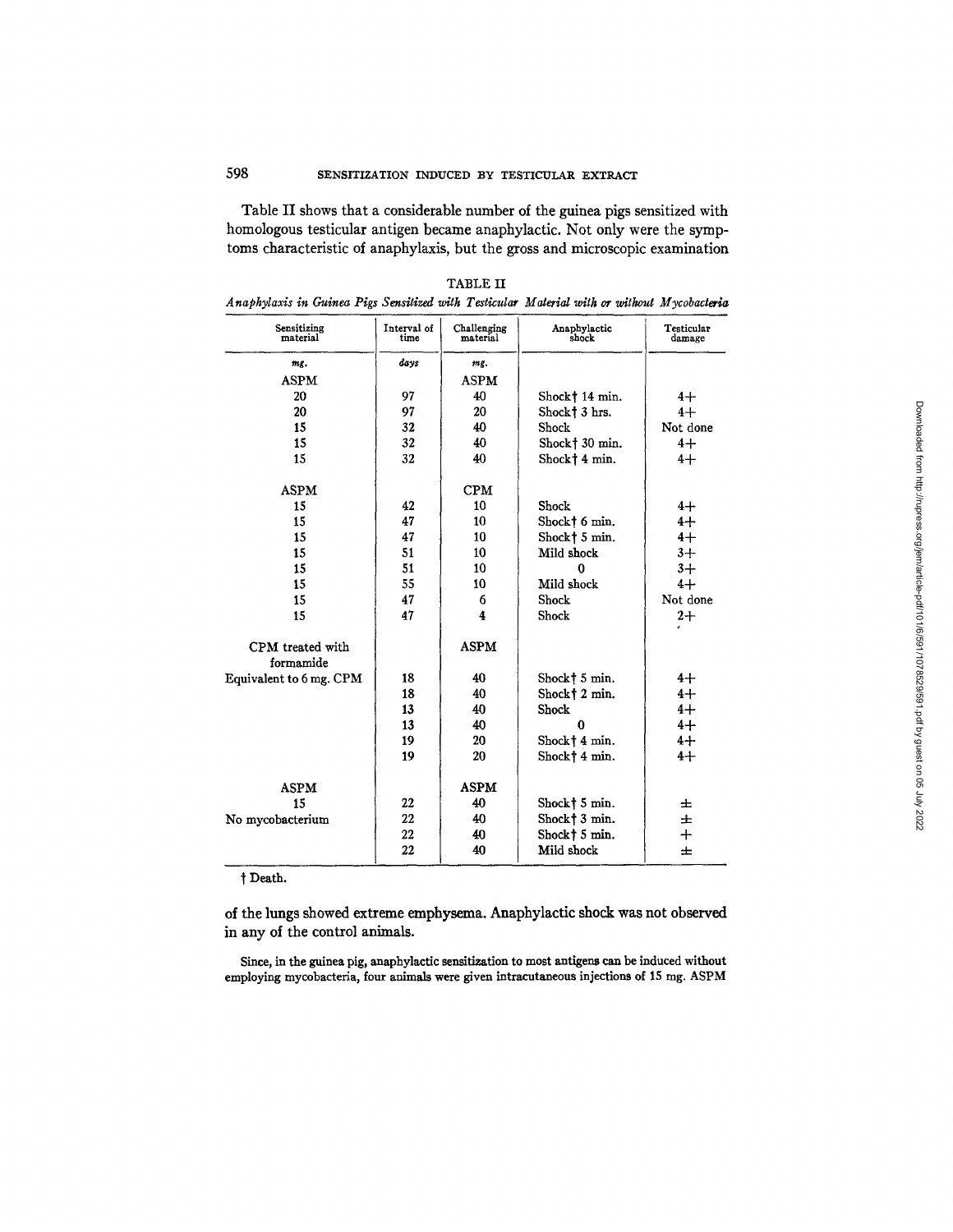Table II shows that a considerable number of the guinea pigs sensitized with homologous testicular antigen became anaphylactic. Not only were the symptoms characteristic of anaphylaxis, but the gross and microscopic examination

TABLE II

*Anaphylaxis in Guinea Pigs Sensitized with Testicular Material with or without Mycobacteria*

| Sensitizing material | Interval of time | Challenging material | Anaphylactic shock | Testicular damage |
|---|---|---|---|---|
| *mg.* | *days* | *mg.* | | |
| ASPM | | ASPM | | |
| 20 | 97 | 40 | Shock† 14 min. | 4+ |
| 20 | 97 | 20 | Shock† 3 hrs. | 4+ |
| 15 | 32 | 40 | Shock | Not done |
| 15 | 32 | 40 | Shock† 30 min. | 4+ |
| 15 | 32 | 40 | Shock† 4 min. | 4+ |
| ASPM | | CPM | | |
| 15 | 42 | 10 | Shock | 4+ |
| 15 | 47 | 10 | Shock† 6 min. | 4+ |
| 15 | 47 | 10 | Shock† 5 min. | 4+ |
| 15 | 51 | 10 | Mild shock | 3+ |
| 15 | 51 | 10 | 0 | 3+ |
| 15 | 55 | 10 | Mild shock | 4+ |
| 15 | 47 | 6 | Shock | Not done |
| 15 | 47 | 4 | Shock | 2+ |
| CPM treated with formamide | | ASPM | | |
| Equivalent to 6 mg. CPM | 18 | 40 | Shock† 5 min. | 4+ |
| | 18 | 40 | Shock† 2 min. | 4+ |
| | 13 | 40 | Shock | 4+ |
| | 13 | 40 | 0 | 4+ |
| | 19 | 20 | Shock† 4 min. | 4+ |
| | 19 | 20 | Shock† 4 min. | 4+ |
| ASPM | | ASPM | | |
| 15 | 22 | 40 | Shock† 5 min. | ± |
| No mycobacterium | 22 | 40 | Shock† 3 min. | ± |
| | 22 | 40 | Shock† 5 min. | + |
| | 22 | 40 | Mild shock | ± |

† Death.

of the lungs showed extreme emphysema. Anaphylactic shock was not observed in any of the control animals.

Since, in the guinea pig, anaphylactic sensitization to most antigens can be induced without employing mycobacteria, four animals were given intracutaneous injections of 15 mg. ASPM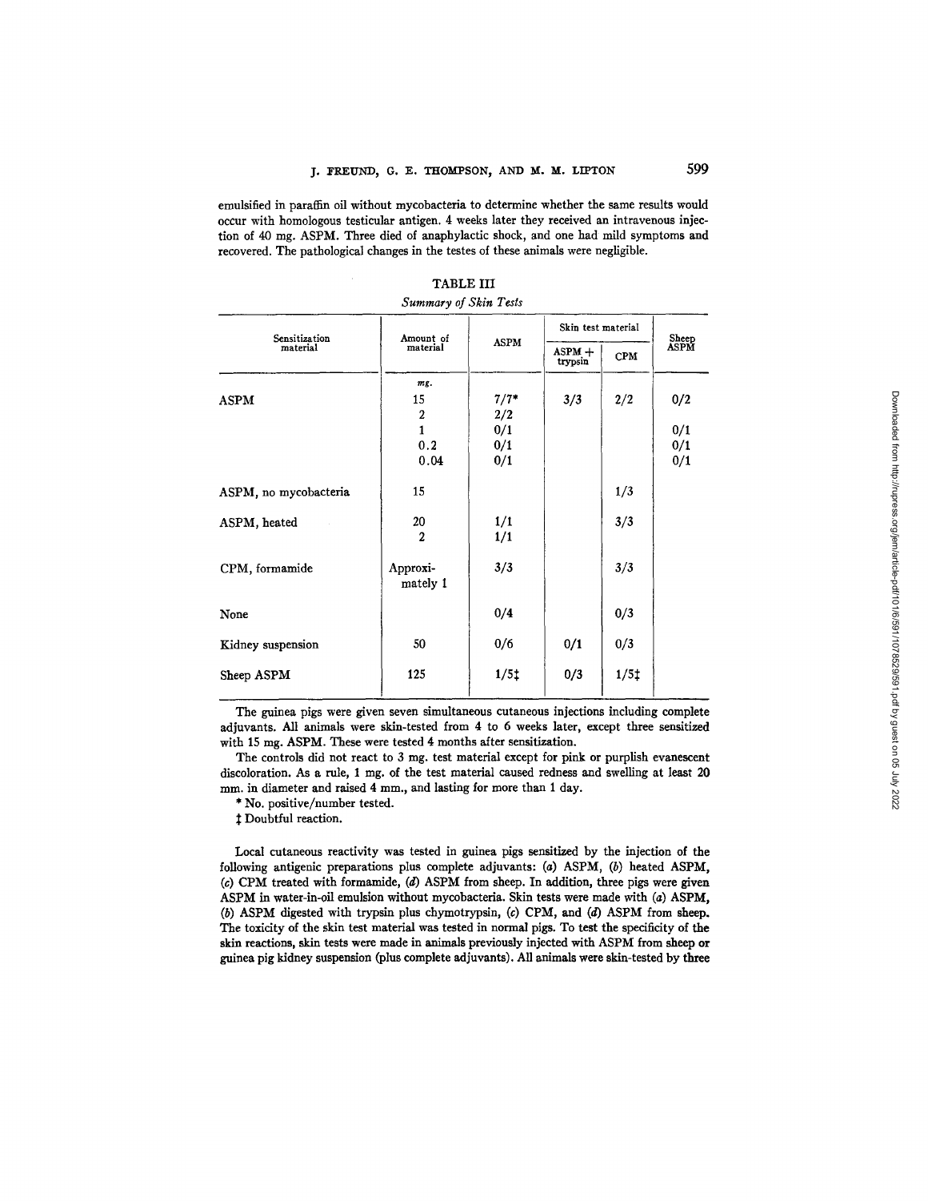emulsified in paraffin oil without mycobacteria to determine whether the same results would occur with homologous testicular antigen. 4 weeks later they received an intravenous injection of 40 mg. ASPM. Three died of anaphylactic shock, and one had mild symptoms and recovered. The pathological changes in the testes of these animals were negligible.

TABLE III

*Summary of Skin Tests*

| Sensitization material | Amount of material | Skin test material | | | |
|---|---|---|---|---|---|
| | | ASPM | ASPM + trypsin | CPM | Sheep ASPM |
| | *mg.* | | | | |
| ASPM | 15 | 7/7* | 3/3 | 2/2 | 0/2 |
| | 2 | 2/2 | | | |
| | 1 | 0/1 | | | 0/1 |
| | 0.2 | 0/1 | | | 0/1 |
| | 0.04 | 0/1 | | | 0/1 |
| ASPM, no mycobacteria | 15 | | | 1/3 | |
| ASPM, heated | 20 | 1/1 | | 3/3 | |
| | 2 | 1/1 | | | |
| CPM, formamide | Approximately 1 | 3/3 | | 3/3 | |
| None | | 0/4 | | 0/3 | |
| Kidney suspension | 50 | 0/6 | 0/1 | 0/3 | |
| Sheep ASPM | 125 | 1/5‡ | 0/3 | 1/5‡ | |

The guinea pigs were given seven simultaneous cutaneous injections including complete adjuvants. All animals were skin-tested from 4 to 6 weeks later, except three sensitized with 15 mg. ASPM. These were tested 4 months after sensitization.

The controls did not react to 3 mg. test material except for pink or purplish evanescent discoloration. As a rule, 1 mg. of the test material caused redness and swelling at least 20 mm. in diameter and raised 4 mm., and lasting for more than 1 day.

\* No. positive/number tested.

‡ Doubtful reaction.

Local cutaneous reactivity was tested in guinea pigs sensitized by the injection of the following antigenic preparations plus complete adjuvants: (*a*) ASPM, (*b*) heated ASPM, (*c*) CPM treated with formamide, (*d*) ASPM from sheep. In addition, three pigs were given ASPM in water-in-oil emulsion without mycobacteria. Skin tests were made with (*a*) ASPM, (*b*) ASPM digested with trypsin plus chymotrypsin, (*c*) CPM, and (*d*) ASPM from sheep. The toxicity of the skin test material was tested in normal pigs. To test the specificity of the skin reactions, skin tests were made in animals previously injected with ASPM from sheep or guinea pig kidney suspension (plus complete adjuvants). All animals were skin-tested by three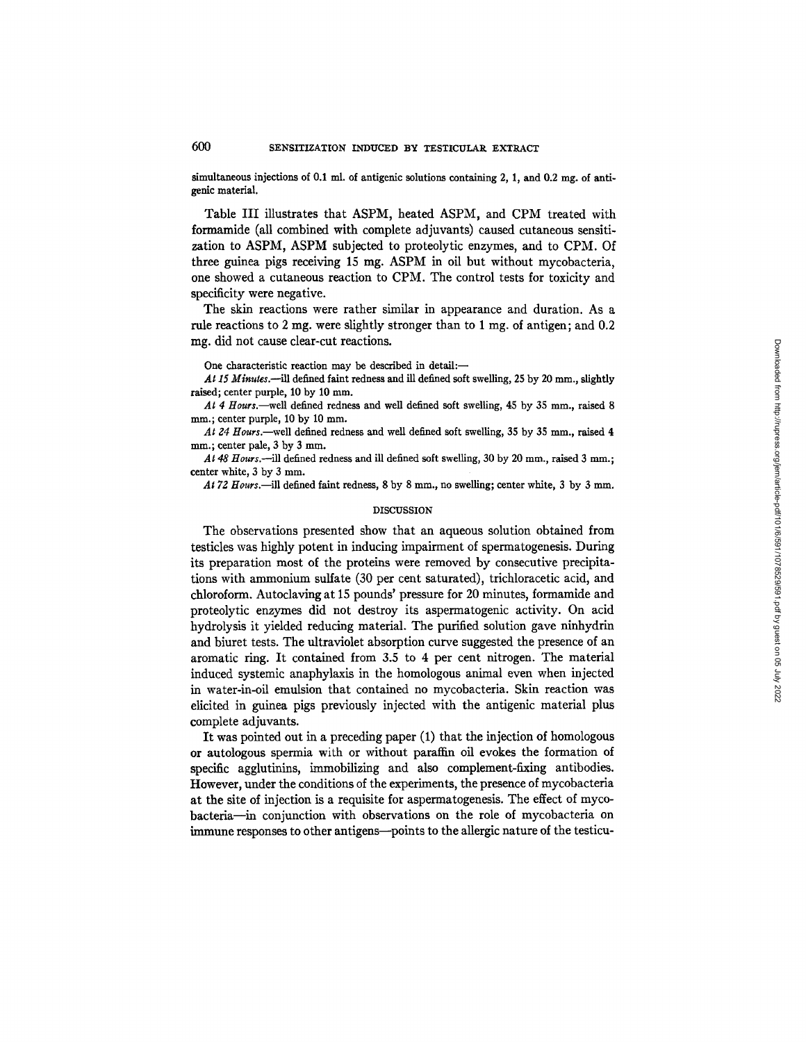simultaneous injections of 0.1 ml. of antigenic solutions containing 2, 1, and 0.2 mg. of antigenic material.

Table III illustrates that ASPM, heated ASPM, and CPM treated with formamide (all combined with complete adjuvants) caused cutaneous sensitization to ASPM, ASPM subjected to proteolytic enzymes, and to CPM. Of three guinea pigs receiving 15 mg. ASPM in oil but without mycobacteria, one showed a cutaneous reaction to CPM. The control tests for toxicity and specificity were negative.

The skin reactions were rather similar in appearance and duration. As a rule reactions to 2 mg. were slightly stronger than to 1 mg. of antigen; and 0.2 mg. did not cause clear-cut reactions.

One characteristic reaction may be described in detail:—

*At 15 Minutes.*—ill defined faint redness and ill defined soft swelling, 25 by 20 mm., slightly raised; center purple, 10 by 10 mm.

*At 4 Hours.*—well defined redness and well defined soft swelling, 45 by 35 mm., raised 8 mm.; center purple, 10 by 10 mm.

*At 24 Hours.*—well defined redness and well defined soft swelling, 35 by 35 mm., raised 4 mm.; center pale, 3 by 3 mm.

*At 48 Hours.*—ill defined redness and ill defined soft swelling, 30 by 20 mm., raised 3 mm.; center white, 3 by 3 mm.

*At 72 Hours.*—ill defined faint redness, 8 by 8 mm., no swelling; center white, 3 by 3 mm.

## DISCUSSION

The observations presented show that an aqueous solution obtained from testicles was highly potent in inducing impairment of spermatogenesis. During its preparation most of the proteins were removed by consecutive precipitations with ammonium sulfate (30 per cent saturated), trichloracetic acid, and chloroform. Autoclaving at 15 pounds' pressure for 20 minutes, formamide and proteolytic enzymes did not destroy its aspermatogenic activity. On acid hydrolysis it yielded reducing material. The purified solution gave ninhydrin and biuret tests. The ultraviolet absorption curve suggested the presence of an aromatic ring. It contained from 3.5 to 4 per cent nitrogen. The material induced systemic anaphylaxis in the homologous animal even when injected in water-in-oil emulsion that contained no mycobacteria. Skin reaction was elicited in guinea pigs previously injected with the antigenic material plus complete adjuvants.

It was pointed out in a preceding paper (1) that the injection of homologous or autologous spermia with or without paraffin oil evokes the formation of specific agglutinins, immobilizing and also complement-fixing antibodies. However, under the conditions of the experiments, the presence of mycobacteria at the site of injection is a requisite for aspermatogenesis. The effect of mycobacteria—in conjunction with observations on the role of mycobacteria on immune responses to other antigens—points to the allergic nature of the testicu-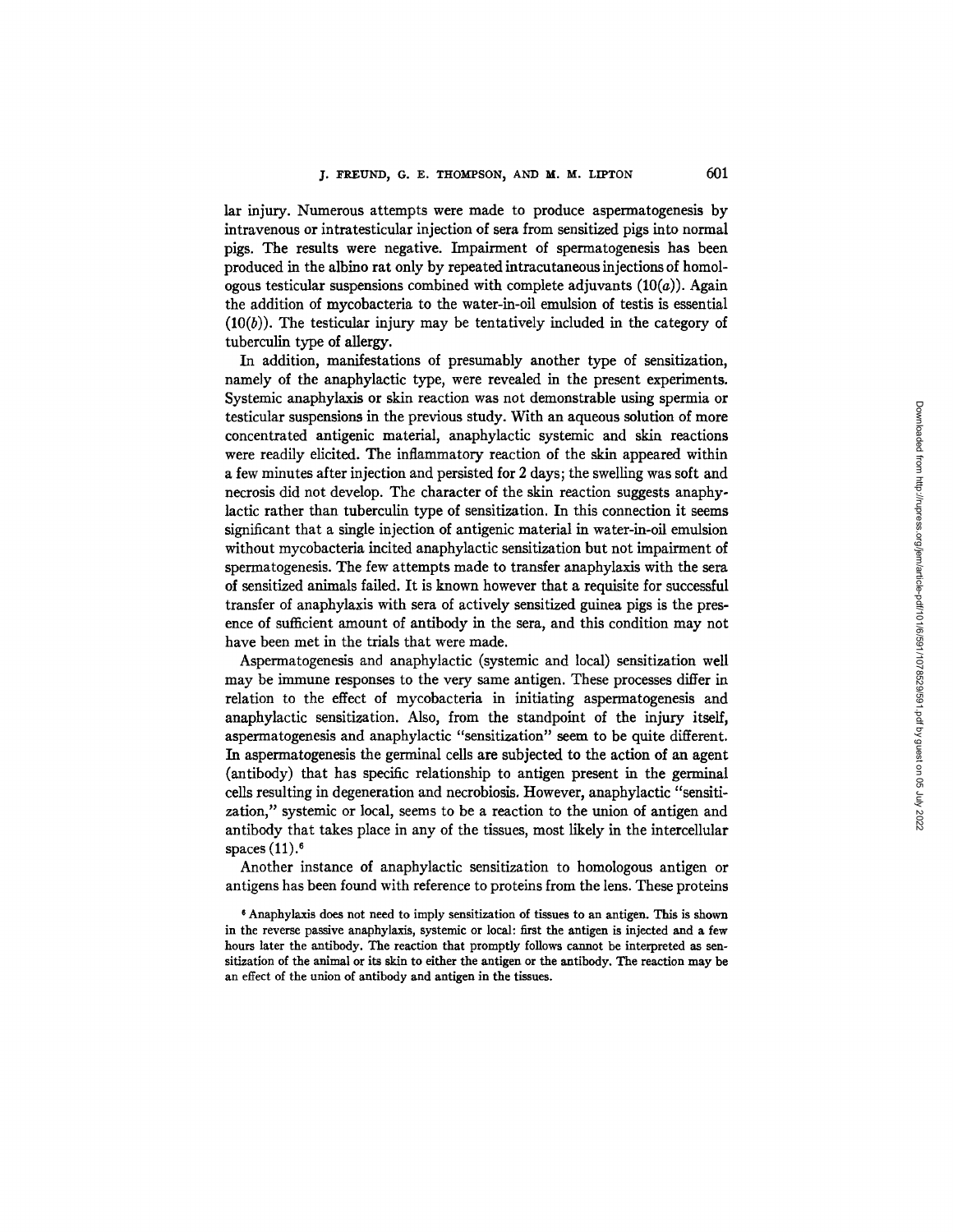lar injury. Numerous attempts were made to produce aspermatogenesis by intravenous or intratesticular injection of sera from sensitized pigs into normal pigs. The results were negative. Impairment of spermatogenesis has been produced in the albino rat only by repeated intracutaneous injections of homologous testicular suspensions combined with complete adjuvants (10(*a*)). Again the addition of mycobacteria to the water-in-oil emulsion of testis is essential (10(*b*)). The testicular injury may be tentatively included in the category of tuberculin type of allergy.

In addition, manifestations of presumably another type of sensitization, namely of the anaphylactic type, were revealed in the present experiments. Systemic anaphylaxis or skin reaction was not demonstrable using spermia or testicular suspensions in the previous study. With an aqueous solution of more concentrated antigenic material, anaphylactic systemic and skin reactions were readily elicited. The inflammatory reaction of the skin appeared within a few minutes after injection and persisted for 2 days; the swelling was soft and necrosis did not develop. The character of the skin reaction suggests anaphylactic rather than tuberculin type of sensitization. In this connection it seems significant that a single injection of antigenic material in water-in-oil emulsion without mycobacteria incited anaphylactic sensitization but not impairment of spermatogenesis. The few attempts made to transfer anaphylaxis with the sera of sensitized animals failed. It is known however that a requisite for successful transfer of anaphylaxis with sera of actively sensitized guinea pigs is the presence of sufficient amount of antibody in the sera, and this condition may not have been met in the trials that were made.

Aspermatogenesis and anaphylactic (systemic and local) sensitization well may be immune responses to the very same antigen. These processes differ in relation to the effect of mycobacteria in initiating aspermatogenesis and anaphylactic sensitization. Also, from the standpoint of the injury itself, aspermatogenesis and anaphylactic "sensitization" seem to be quite different. In aspermatogenesis the germinal cells are subjected to the action of an agent (antibody) that has specific relationship to antigen present in the germinal cells resulting in degeneration and necrobiosis. However, anaphylactic "sensitization," systemic or local, seems to be a reaction to the union of antigen and antibody that takes place in any of the tissues, most likely in the intercellular spaces (11).[6]

Another instance of anaphylactic sensitization to homologous antigen or antigens has been found with reference to proteins from the lens. These proteins

[6] Anaphylaxis does not need to imply sensitization of tissues to an antigen. This is shown in the reverse passive anaphylaxis, systemic or local: first the antigen is injected and a few hours later the antibody. The reaction that promptly follows cannot be interpreted as sensitization of the animal or its skin to either the antigen or the antibody. The reaction may be an effect of the union of antibody and antigen in the tissues.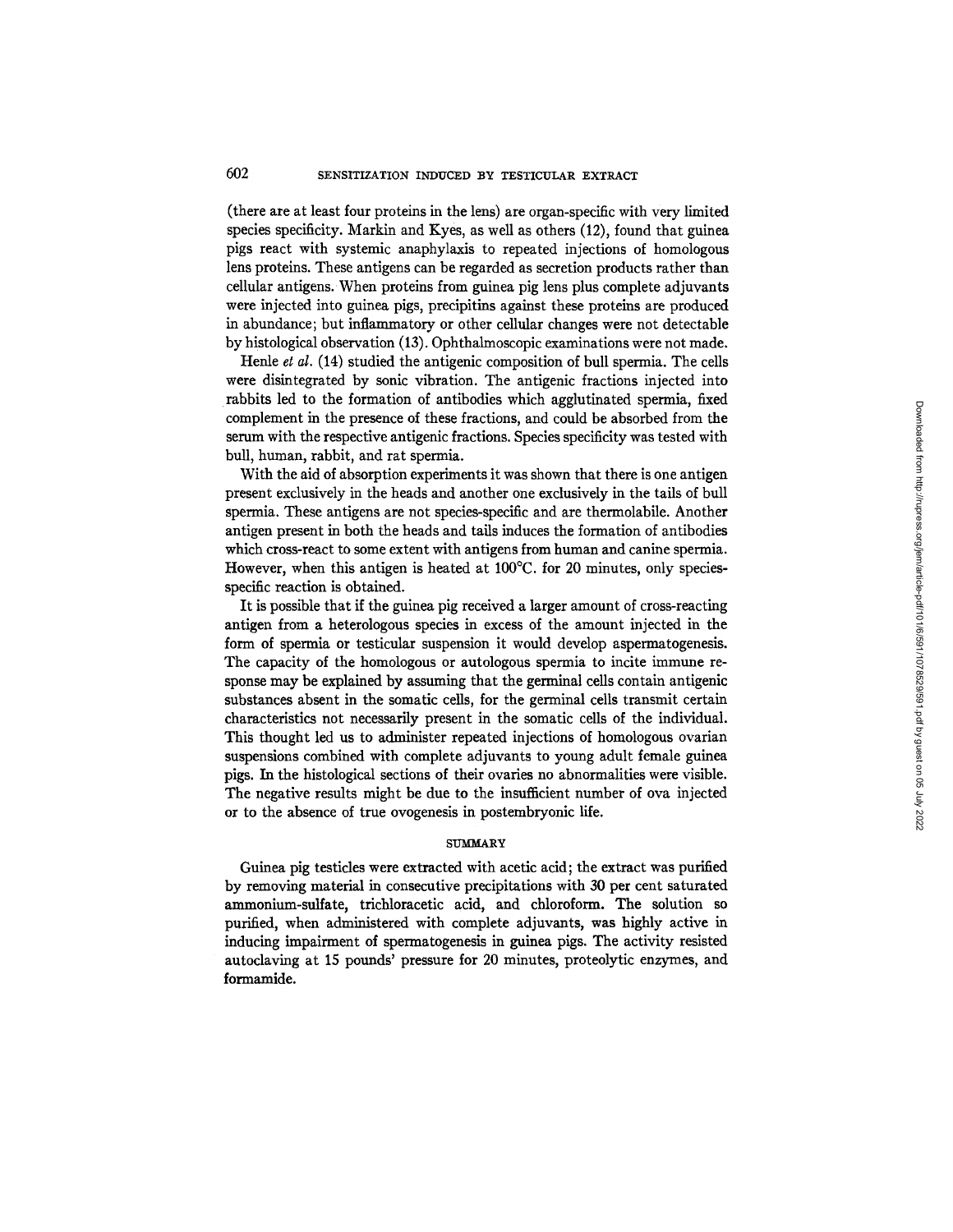(there are at least four proteins in the lens) are organ-specific with very limited species specificity. Markin and Kyes, as well as others (12), found that guinea pigs react with systemic anaphylaxis to repeated injections of homologous lens proteins. These antigens can be regarded as secretion products rather than cellular antigens. When proteins from guinea pig lens plus complete adjuvants were injected into guinea pigs, precipitins against these proteins are produced in abundance; but inflammatory or other cellular changes were not detectable by histological observation (13). Ophthalmoscopic examinations were not made.

Henle *et al.* (14) studied the antigenic composition of bull spermia. The cells were disintegrated by sonic vibration. The antigenic fractions injected into rabbits led to the formation of antibodies which agglutinated spermia, fixed complement in the presence of these fractions, and could be absorbed from the serum with the respective antigenic fractions. Species specificity was tested with bull, human, rabbit, and rat spermia.

With the aid of absorption experiments it was shown that there is one antigen present exclusively in the heads and another one exclusively in the tails of bull spermia. These antigens are not species-specific and are thermolabile. Another antigen present in both the heads and tails induces the formation of antibodies which cross-react to some extent with antigens from human and canine spermia. However, when this antigen is heated at 100°C. for 20 minutes, only species-specific reaction is obtained.

It is possible that if the guinea pig received a larger amount of cross-reacting antigen from a heterologous species in excess of the amount injected in the form of spermia or testicular suspension it would develop aspermatogenesis. The capacity of the homologous or autologous spermia to incite immune response may be explained by assuming that the germinal cells contain antigenic substances absent in the somatic cells, for the germinal cells transmit certain characteristics not necessarily present in the somatic cells of the individual. This thought led us to administer repeated injections of homologous ovarian suspensions combined with complete adjuvants to young adult female guinea pigs. In the histological sections of their ovaries no abnormalities were visible. The negative results might be due to the insufficient number of ova injected or to the absence of true ovogenesis in postembryonic life.

## SUMMARY

Guinea pig testicles were extracted with acetic acid; the extract was purified by removing material in consecutive precipitations with 30 per cent saturated ammonium-sulfate, trichloracetic acid, and chloroform. The solution so purified, when administered with complete adjuvants, was highly active in inducing impairment of spermatogenesis in guinea pigs. The activity resisted autoclaving at 15 pounds' pressure for 20 minutes, proteolytic enzymes, and formamide.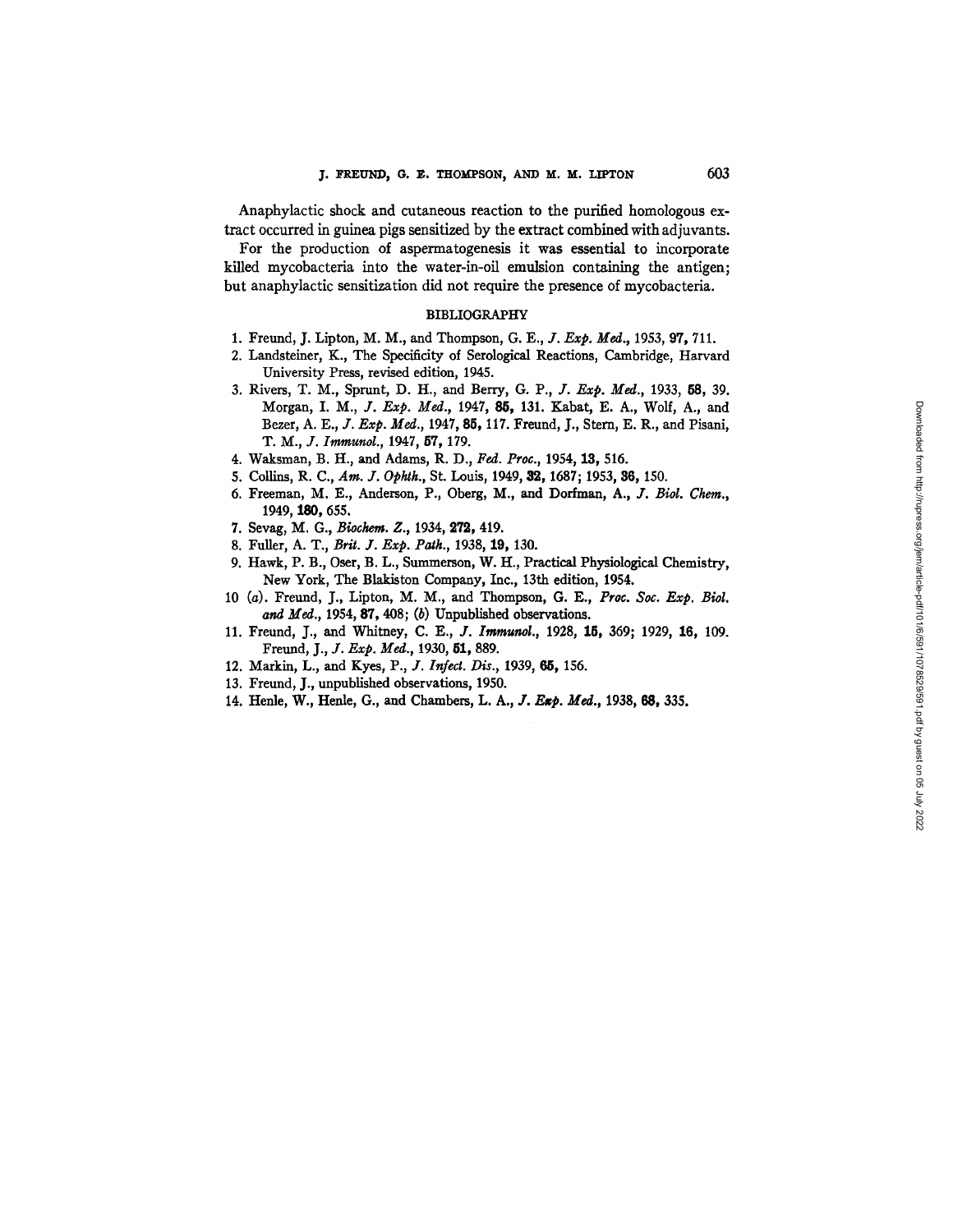Anaphylactic shock and cutaneous reaction to the purified homologous extract occurred in guinea pigs sensitized by the extract combined with adjuvants.

For the production of aspermatogenesis it was essential to incorporate killed mycobacteria into the water-in-oil emulsion containing the antigen; but anaphylactic sensitization did not require the presence of mycobacteria.

## BIBLIOGRAPHY

1. Freund, J. Lipton, M. M., and Thompson, G. E., *J. Exp. Med.*, 1953, **97**, 711.
2. Landsteiner, K., The Specificity of Serological Reactions, Cambridge, Harvard University Press, revised edition, 1945.
3. Rivers, T. M., Sprunt, D. H., and Berry, G. P., *J. Exp. Med.*, 1933, **58**, 39. Morgan, I. M., *J. Exp. Med.*, 1947, **85**, 131. Kabat, E. A., Wolf, A., and Bezer, A. E., *J. Exp. Med.*, 1947, **85**, 117. Freund, J., Stern, E. R., and Pisani, T. M., *J. Immunol.*, 1947, **57**, 179.
4. Waksman, B. H., and Adams, R. D., *Fed. Proc.*, 1954, **13**, 516.
5. Collins, R. C., *Am. J. Ophth.*, St. Louis, 1949, **32**, 1687; 1953, **36**, 150.
6. Freeman, M. E., Anderson, P., Oberg, M., and Dorfman, A., *J. Biol. Chem.*, 1949, **180**, 655.
7. Sevag, M. G., *Biochem. Z.*, 1934, **272**, 419.
8. Fuller, A. T., *Brit. J. Exp. Path.*, 1938, **19**, 130.
9. Hawk, P. B., Oser, B. L., Summerson, W. H., Practical Physiological Chemistry, New York, The Blakiston Company, Inc., 13th edition, 1954.
10. (*a*). Freund, J., Lipton, M. M., and Thompson, G. E., *Proc. Soc. Exp. Biol. and Med.*, 1954, **87**, 408; (*b*) Unpublished observations.
11. Freund, J., and Whitney, C. E., *J. Immunol.*, 1928, **15**, 369; 1929, **16**, 109. Freund, J., *J. Exp. Med.*, 1930, **51**, 889.
12. Markin, L., and Kyes, P., *J. Infect. Dis.*, 1939, **65**, 156.
13. Freund, J., unpublished observations, 1950.
14. Henle, W., Henle, G., and Chambers, L. A., *J. Exp. Med.*, 1938, **68**, 335.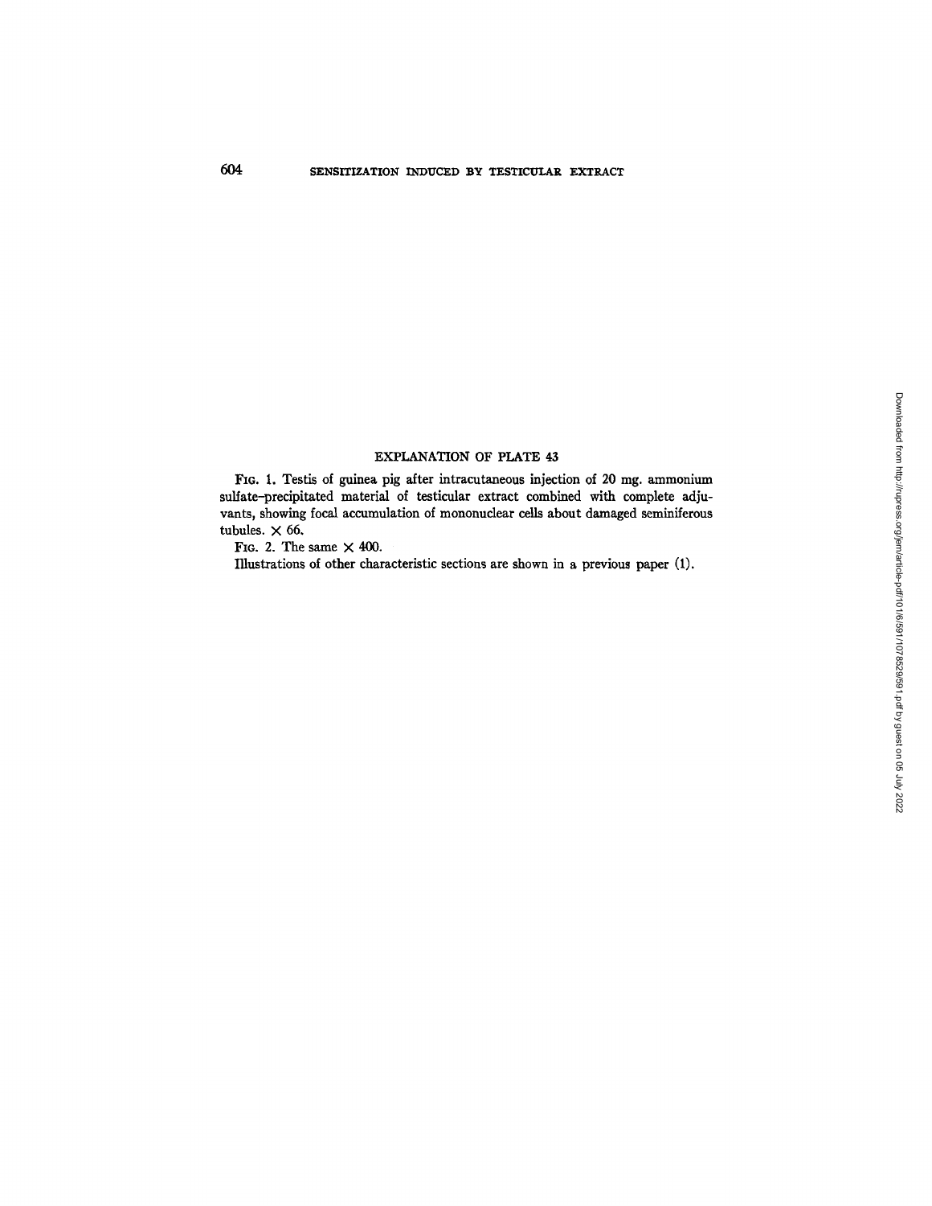## EXPLANATION OF PLATE 43

FIG. 1. Testis of guinea pig after intracutaneous injection of 20 mg. ammonium sulfate–precipitated material of testicular extract combined with complete adjuvants, showing focal accumulation of mononuclear cells about damaged seminiferous tubules. $\times$ 66.

FIG. 2. The same $\times$ 400.

Illustrations of other characteristic sections are shown in a previous paper (1).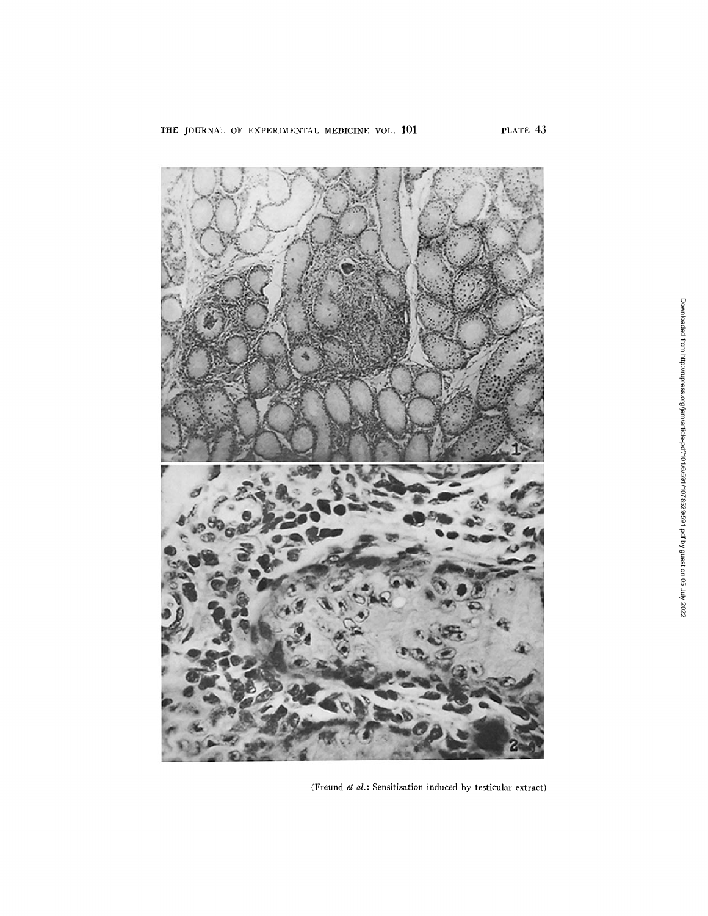(Freund *et al.*: Sensitization induced by testicular extract)